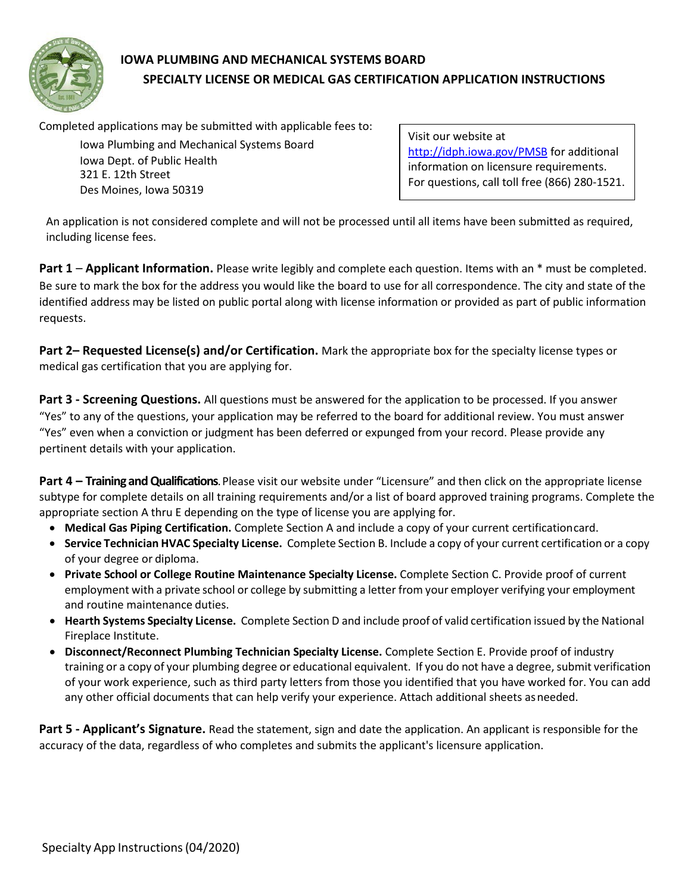# IOWA PLUMBING AND MECHANICAL SYSTEMS BOARD

## SPECIALTY LICENSE OR MEDICAL GAS CERTIFICATION APPLICATION INSTRUCTIONS

Completed applications may be submitted with applicable fees to:

Iowa Plumbing and Mechanical Systems Board
Iowa Dept. of Public Health
321 E. 12th Street
Des Moines, Iowa 50319

Visit our website at http://idph.iowa.gov/PMSB for additional information on licensure requirements. For questions, call toll free (866) 280-1521.

An application is not considered complete and will not be processed until all items have been submitted as required, including license fees.

**Part 1** – **Applicant Information.** Please write legibly and complete each question. Items with an * must be completed. Be sure to mark the box for the address you would like the board to use for all correspondence. The city and state of the identified address may be listed on public portal along with license information or provided as part of public information requests.

**Part 2– Requested License(s) and/or Certification.** Mark the appropriate box for the specialty license types or medical gas certification that you are applying for.

**Part 3 - Screening Questions.** All questions must be answered for the application to be processed. If you answer "Yes" to any of the questions, your application may be referred to the board for additional review. You must answer "Yes" even when a conviction or judgment has been deferred or expunged from your record. Please provide any pertinent details with your application.

**Part 4 – Training and Qualifications**. Please visit our website under "Licensure" and then click on the appropriate license subtype for complete details on all training requirements and/or a list of board approved training programs. Complete the appropriate section A thru E depending on the type of license you are applying for.

- **Medical Gas Piping Certification.** Complete Section A and include a copy of your current certification card.
- **Service Technician HVAC Specialty License.** Complete Section B. Include a copy of your current certification or a copy of your degree or diploma.
- **Private School or College Routine Maintenance Specialty License.** Complete Section C. Provide proof of current employment with a private school or college by submitting a letter from your employer verifying your employment and routine maintenance duties.
- **Hearth Systems Specialty License.** Complete Section D and include proof of valid certification issued by the National Fireplace Institute.
- **Disconnect/Reconnect Plumbing Technician Specialty License.** Complete Section E. Provide proof of industry training or a copy of your plumbing degree or educational equivalent. If you do not have a degree, submit verification of your work experience, such as third party letters from those you identified that you have worked for. You can add any other official documents that can help verify your experience. Attach additional sheets as needed.

**Part 5 - Applicant's Signature.** Read the statement, sign and date the application. An applicant is responsible for the accuracy of the data, regardless of who completes and submits the applicant's licensure application.

Specialty App Instructions (04/2020)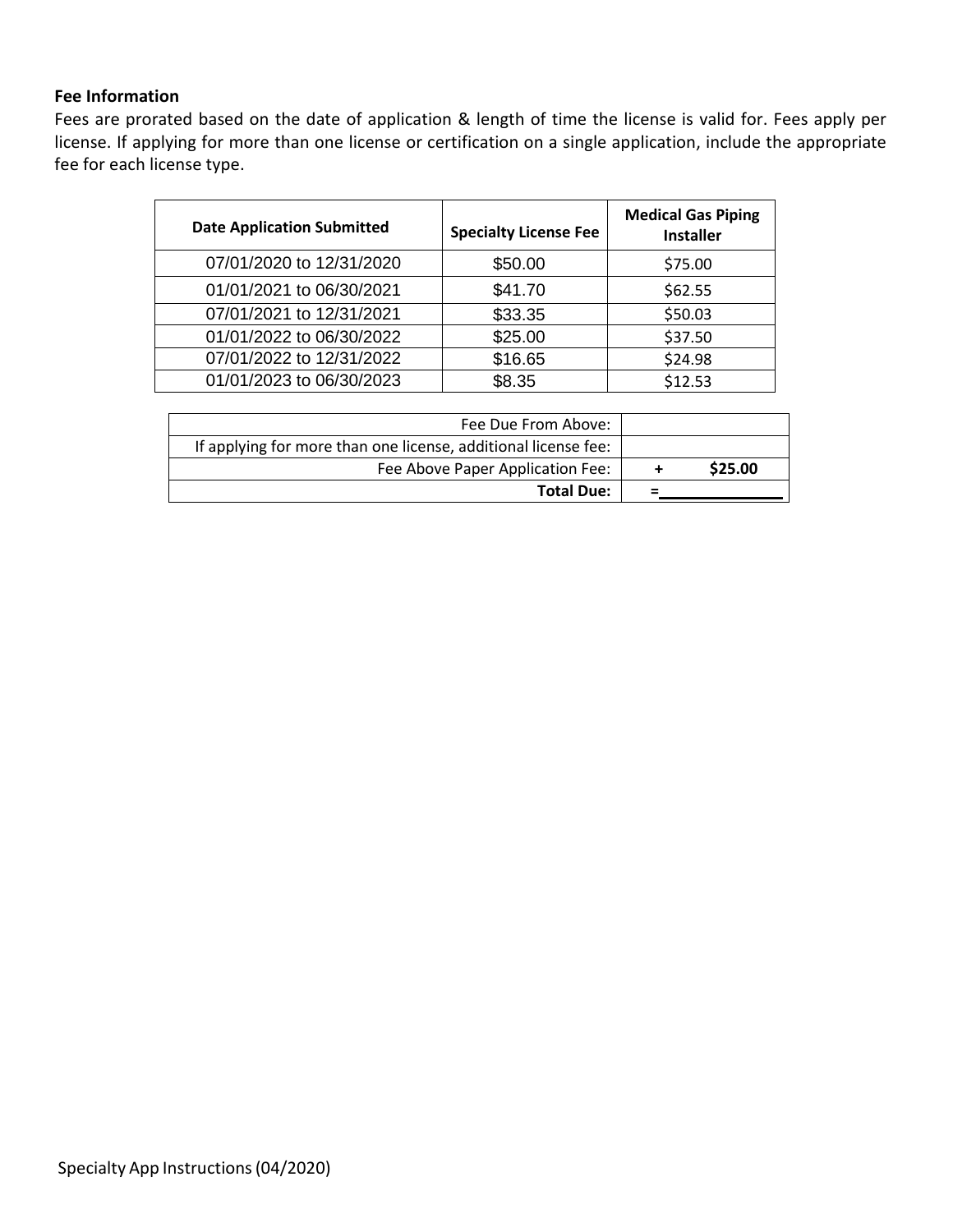**Fee Information**

Fees are prorated based on the date of application & length of time the license is valid for. Fees apply per license. If applying for more than one license or certification on a single application, include the appropriate fee for each license type.

| Date Application Submitted | Specialty License Fee | Medical Gas Piping Installer |
|---|---|---|
| 07/01/2020 to 12/31/2020 | $50.00 | $75.00 |
| 01/01/2021 to 06/30/2021 | $41.70 | $62.55 |
| 07/01/2021 to 12/31/2021 | $33.35 | $50.03 |
| 01/01/2022 to 06/30/2022 | $25.00 | $37.50 |
| 07/01/2022 to 12/31/2022 | $16.65 | $24.98 |
| 01/01/2023 to 06/30/2023 | $8.35 | $12.53 |

| | |
|---|---|
| Fee Due From Above: | |
| If applying for more than one license, additional license fee: | |
| Fee Above Paper Application Fee: | + **$25.00** |
| **Total Due:** | =______________ |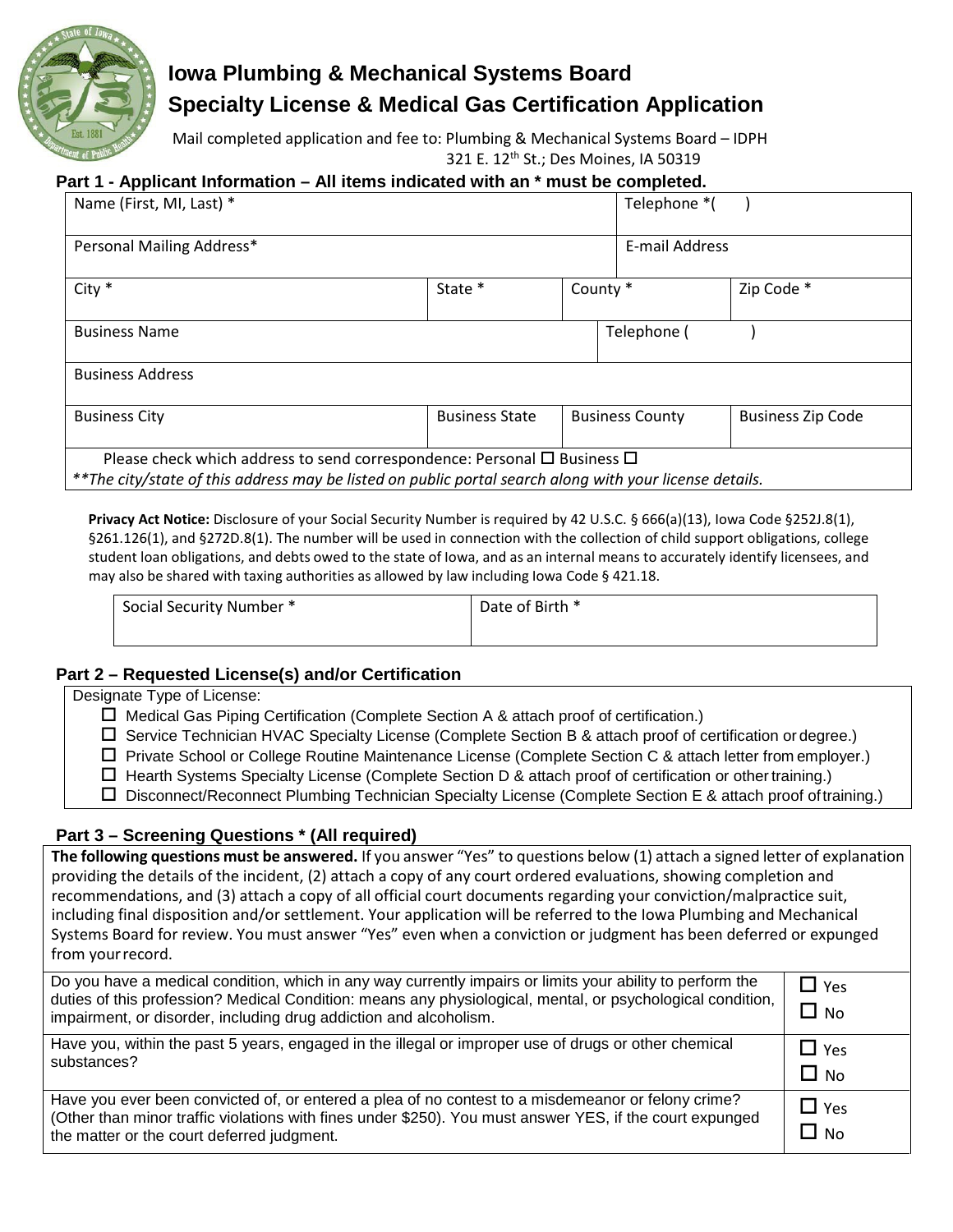# Iowa Plumbing & Mechanical Systems Board

## Specialty License & Medical Gas Certification Application

Mail completed application and fee to: Plumbing & Mechanical Systems Board – IDPH
321 E. 12th St.; Des Moines, IA 50319

### Part 1 - Applicant Information – All items indicated with an * must be completed.

| Name (First, MI, Last) * | | | Telephone *( ) | |
|---|---|---|---|---|
| Personal Mailing Address* | | | E-mail Address | |
| City * | State * | County * | | Zip Code * |
| Business Name | | | Telephone ( ) | |
| Business Address | | | | |
| Business City | Business State | Business County | | Business Zip Code |
| Please check which address to send correspondence: Personal ☐ Business ☐ *\*\*The city/state of this address may be listed on public portal search along with your license details.* | | | | |

**Privacy Act Notice:** Disclosure of your Social Security Number is required by 42 U.S.C. § 666(a)(13), Iowa Code §252J.8(1), §261.126(1), and §272D.8(1). The number will be used in connection with the collection of child support obligations, college student loan obligations, and debts owed to the state of Iowa, and as an internal means to accurately identify licensees, and may also be shared with taxing authorities as allowed by law including Iowa Code § 421.18.

| Social Security Number * | Date of Birth * |
|---|---|

### Part 2 – Requested License(s) and/or Certification

Designate Type of License:

- ☐ Medical Gas Piping Certification (Complete Section A & attach proof of certification.)
- ☐ Service Technician HVAC Specialty License (Complete Section B & attach proof of certification or degree.)
- ☐ Private School or College Routine Maintenance License (Complete Section C & attach letter from employer.)
- ☐ Hearth Systems Specialty License (Complete Section D & attach proof of certification or other training.)
- ☐ Disconnect/Reconnect Plumbing Technician Specialty License (Complete Section E & attach proof of training.)

### Part 3 – Screening Questions * (All required)

**The following questions must be answered.** If you answer "Yes" to questions below (1) attach a signed letter of explanation providing the details of the incident, (2) attach a copy of any court ordered evaluations, showing completion and recommendations, and (3) attach a copy of all official court documents regarding your conviction/malpractice suit, including final disposition and/or settlement. Your application will be referred to the Iowa Plumbing and Mechanical Systems Board for review. You must answer "Yes" even when a conviction or judgment has been deferred or expunged from your record.

| Question | Answer |
|---|---|
| Do you have a medical condition, which in any way currently impairs or limits your ability to perform the duties of this profession? Medical Condition: means any physiological, mental, or psychological condition, impairment, or disorder, including drug addiction and alcoholism. | ☐ Yes ☐ No |
| Have you, within the past 5 years, engaged in the illegal or improper use of drugs or other chemical substances? | ☐ Yes ☐ No |
| Have you ever been convicted of, or entered a plea of no contest to a misdemeanor or felony crime? (Other than minor traffic violations with fines under $250). You must answer YES, if the court expunged the matter or the court deferred judgment. | ☐ Yes ☐ No |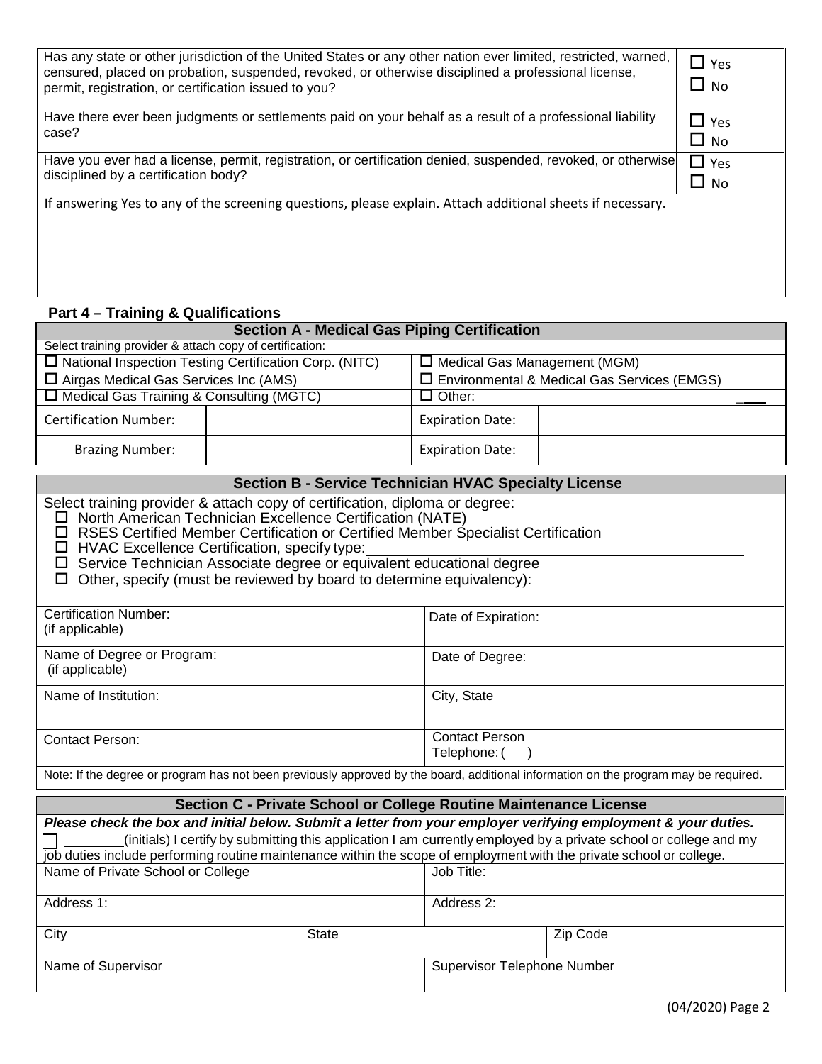| Question | Answer |
|---|---|
| Has any state or other jurisdiction of the United States or any other nation ever limited, restricted, warned, censured, placed on probation, suspended, revoked, or otherwise disciplined a professional license, permit, registration, or certification issued to you? | ☐ Yes ☐ No |
| Have there ever been judgments or settlements paid on your behalf as a result of a professional liability case? | ☐ Yes ☐ No |
| Have you ever had a license, permit, registration, or certification denied, suspended, revoked, or otherwise disciplined by a certification body? | ☐ Yes ☐ No |

If answering Yes to any of the screening questions, please explain. Attach additional sheets if necessary.

## Part 4 – Training & Qualifications

| **Section A - Medical Gas Piping Certification** | | | |
|---|---|---|---|
| Select training provider & attach copy of certification: | | | |
| ☐ National Inspection Testing Certification Corp. (NITC) | | ☐ Medical Gas Management (MGM) | |
| ☐ Airgas Medical Gas Services Inc (AMS) | | ☐ Environmental & Medical Gas Services (EMGS) | |
| ☐ Medical Gas Training & Consulting (MGTC) | | ☐ Other: | |
| Certification Number: | | Expiration Date: | |
| Brazing Number: | | Expiration Date: | |

| **Section B - Service Technician HVAC Specialty License** | |
|---|---|
| Select training provider & attach copy of certification, diploma or degree:<br>☐ North American Technician Excellence Certification (NATE)<br>☐ RSES Certified Member Certification or Certified Member Specialist Certification<br>☐ HVAC Excellence Certification, specify type: ______<br>☐ Service Technician Associate degree or equivalent educational degree<br>☐ Other, specify (must be reviewed by board to determine equivalency): | |
| Certification Number: (if applicable) | Date of Expiration: |
| Name of Degree or Program: (if applicable) | Date of Degree: |
| Name of Institution: | City, State |
| Contact Person: | Contact Person Telephone: ( ) |
| Note: If the degree or program has not been previously approved by the board, additional information on the program may be required. | |

| **Section C - Private School or College Routine Maintenance License** | | | |
|---|---|---|---|
| ***Please check the box and initial below. Submit a letter from your employer verifying employment & your duties.***<br>☐ ________(initials) I certify by submitting this application I am currently employed by a private school or college and my job duties include performing routine maintenance within the scope of employment with the private school or college. | | | |
| Name of Private School or College | | Job Title: | |
| Address 1: | | Address 2: | |
| City | State | | Zip Code |
| Name of Supervisor | | Supervisor Telephone Number | |

(04/2020)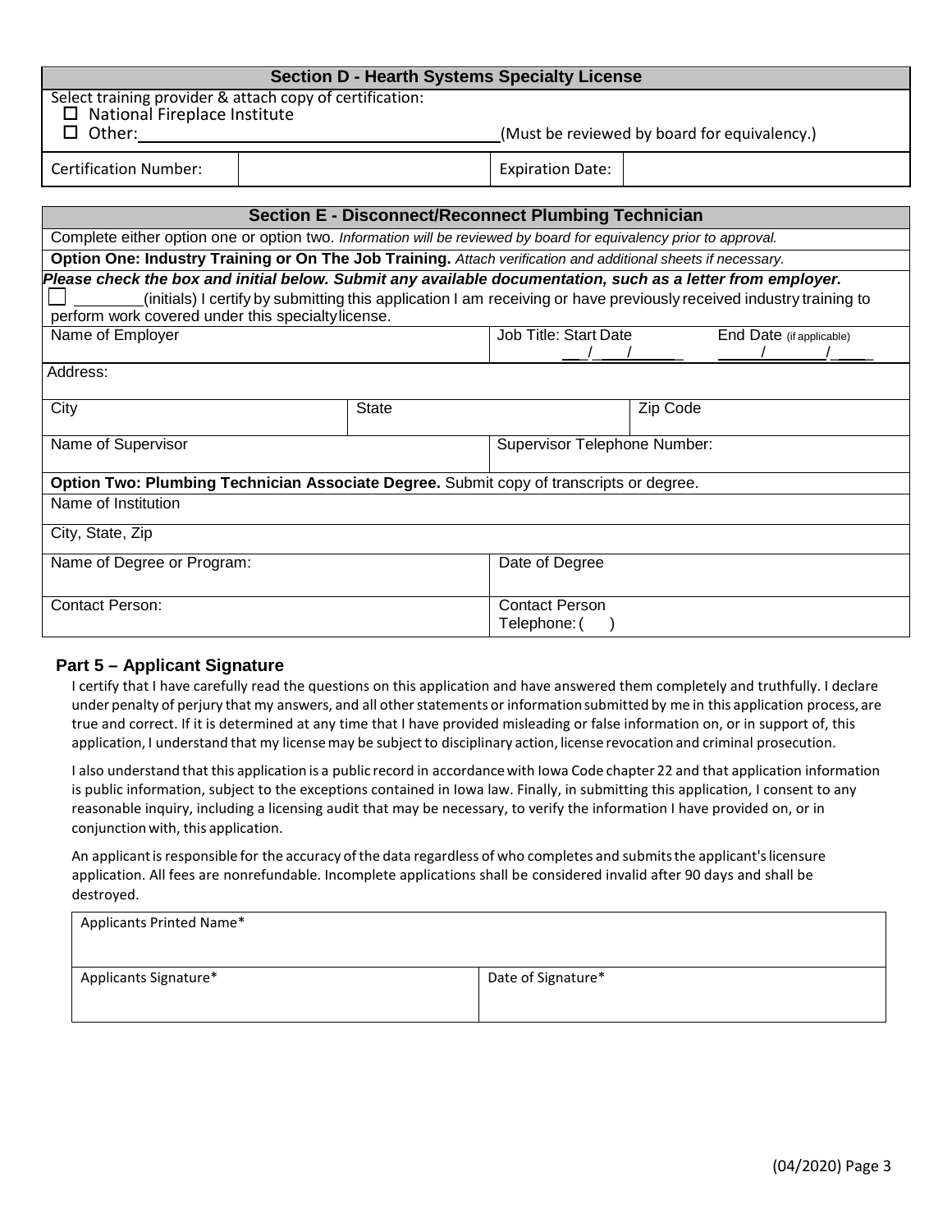## Section D - Hearth Systems Specialty License

Select training provider & attach copy of certification:

- ☐ National Fireplace Institute
- ☐ Other: \_\_\_\_\_\_\_\_\_\_\_\_\_\_\_\_\_\_\_\_\_\_\_\_\_\_\_\_\_\_ (Must be reviewed by board for equivalency.)

| | | | |
|---|---|---|---|
| Certification Number: | | Expiration Date: | |

## Section E - Disconnect/Reconnect Plumbing Technician

Complete either option one or option two. *Information will be reviewed by board for equivalency prior to approval.*

**Option One: Industry Training or On The Job Training.** *Attach verification and additional sheets if necessary.*

***Please check the box and initial below. Submit any available documentation, such as a letter from employer.***

☐ \_\_\_\_\_\_\_\_(initials) I certify by submitting this application I am receiving or have previously received industry training to perform work covered under this specialty license.

| | | | |
|---|---|---|---|
| Name of Employer | | Job Title: Start Date \_\_/\_\_/\_\_\_\_ | End Date (if applicable) \_\_/\_\_/\_\_\_\_ |
| Address: | | | |
| City | State | | Zip Code |
| Name of Supervisor | | Supervisor Telephone Number: | |

**Option Two: Plumbing Technician Associate Degree.** Submit copy of transcripts or degree.

| | |
|---|---|
| Name of Institution | |
| City, State, Zip | |
| Name of Degree or Program: | Date of Degree |
| Contact Person: | Contact Person Telephone: ( ) |

## Part 5 – Applicant Signature

I certify that I have carefully read the questions on this application and have answered them completely and truthfully. I declare under penalty of perjury that my answers, and all other statements or information submitted by me in this application process, are true and correct. If it is determined at any time that I have provided misleading or false information on, or in support of, this application, I understand that my license may be subject to disciplinary action, license revocation and criminal prosecution.

I also understand that this application is a public record in accordance with Iowa Code chapter 22 and that application information is public information, subject to the exceptions contained in Iowa law. Finally, in submitting this application, I consent to any reasonable inquiry, including a licensing audit that may be necessary, to verify the information I have provided on, or in conjunction with, this application.

An applicant is responsible for the accuracy of the data regardless of who completes and submits the applicant's licensure application. All fees are nonrefundable. Incomplete applications shall be considered invalid after 90 days and shall be destroyed.

| | |
|---|---|
| Applicants Printed Name* | |
| Applicants Signature* | Date of Signature* |

(04/2020)